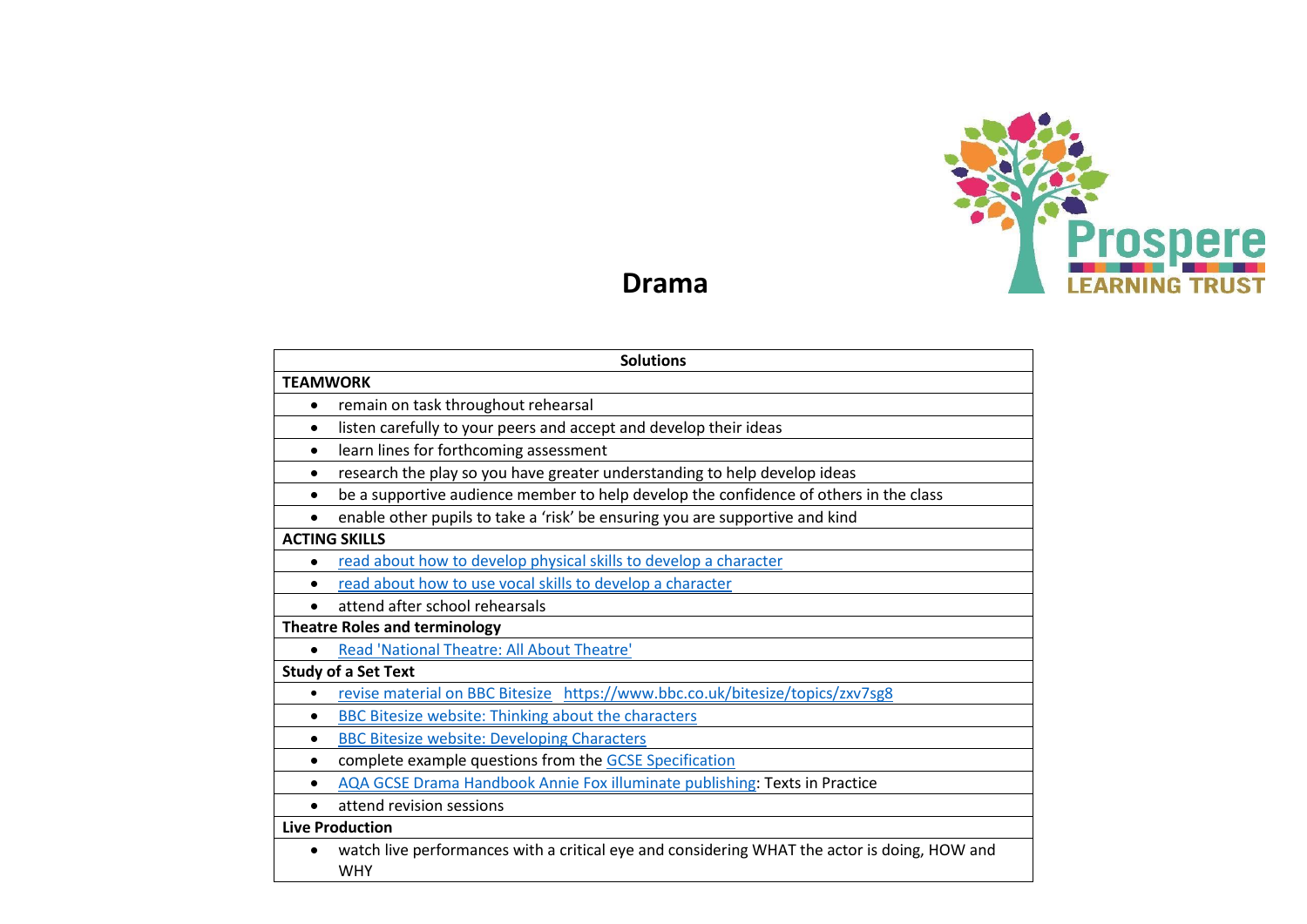# Drama

| Solutions |
| --- |
| **TEAMWORK** |
| • remain on task throughout rehearsal |
| • listen carefully to your peers and accept and develop their ideas |
| • learn lines for forthcoming assessment |
| • research the play so you have greater understanding to help develop ideas |
| • be a supportive audience member to help develop the confidence of others in the class |
| • enable other pupils to take a 'risk' be ensuring you are supportive and kind |
| **ACTING SKILLS** |
| • read about how to develop physical skills to develop a character |
| • read about how to use vocal skills to develop a character |
| • attend after school rehearsals |
| **Theatre Roles and terminology** |
| • Read 'National Theatre: All About Theatre' |
| **Study of a Set Text** |
| • revise material on BBC Bitesize https://www.bbc.co.uk/bitesize/topics/zxv7sg8 |
| • BBC Bitesize website: Thinking about the characters |
| • BBC Bitesize website: Developing Characters |
| • complete example questions from the GCSE Specification |
| • AQA GCSE Drama Handbook Annie Fox illuminate publishing: Texts in Practice |
| • attend revision sessions |
| **Live Production** |
| • watch live performances with a critical eye and considering WHAT the actor is doing, HOW and WHY |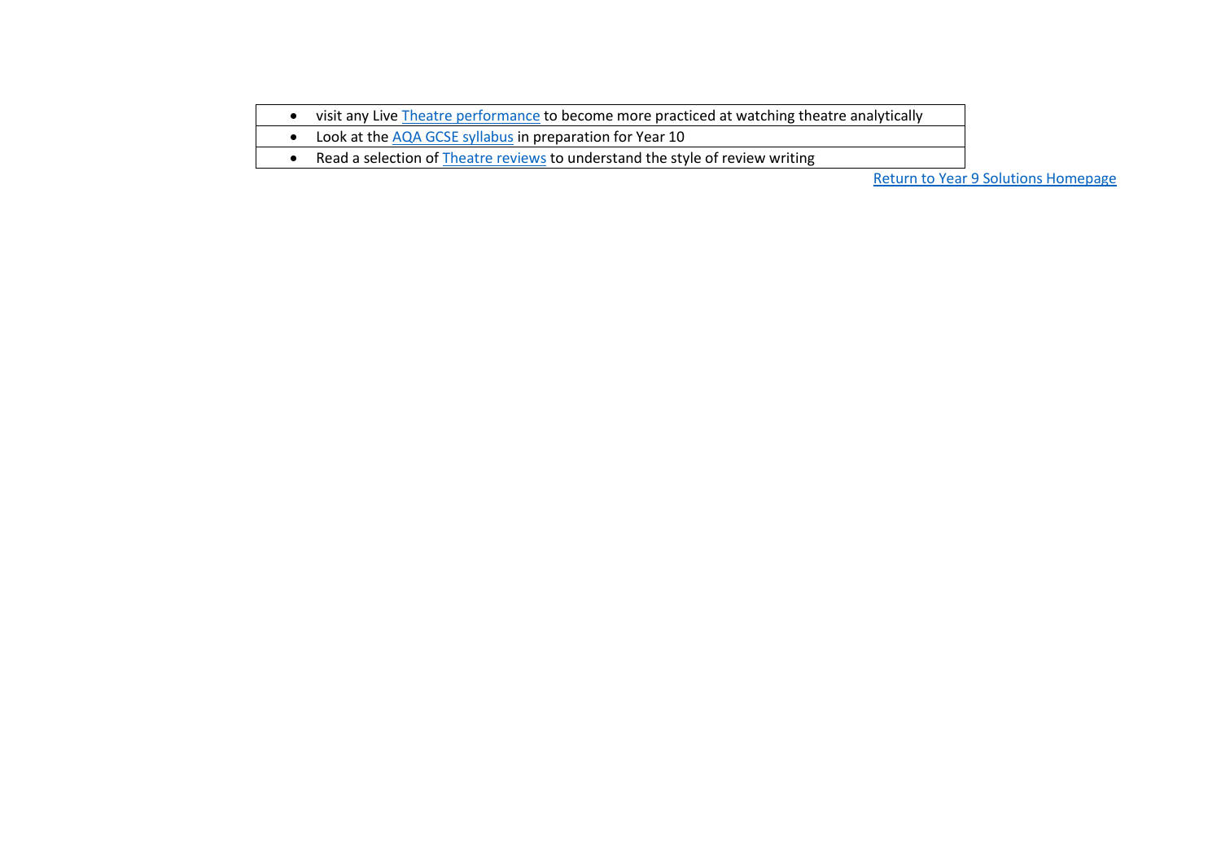| |
|---|
| • visit any Live Theatre performance to become more practiced at watching theatre analytically |
| • Look at the AQA GCSE syllabus in preparation for Year 10 |
| • Read a selection of Theatre reviews to understand the style of review writing |

Return to Year 9 Solutions Homepage